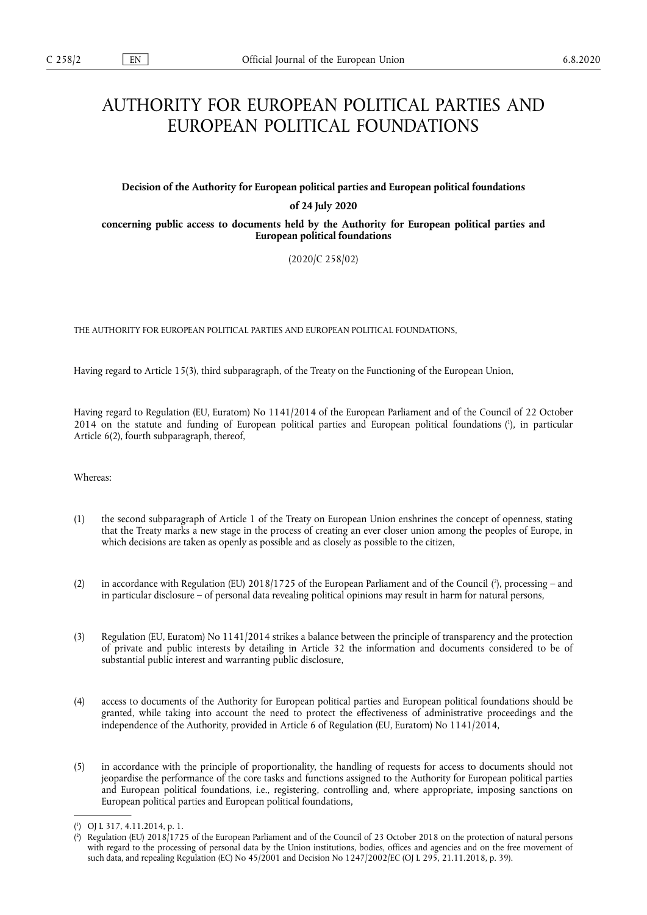# AUTHORITY FOR EUROPEAN POLITICAL PARTIES AND EUROPEAN POLITICAL FOUNDATIONS

**Decision of the Authority for European political parties and European political foundations**

**of 24 July 2020**

**concerning public access to documents held by the Authority for European political parties and European political foundations**

(2020/C 258/02)

THE AUTHORITY FOR EUROPEAN POLITICAL PARTIES AND EUROPEAN POLITICAL FOUNDATIONS,

Having regard to Article 15(3), third subparagraph, of the Treaty on the Functioning of the European Union,

Having regard to Regulation (EU, Euratom) No 1141/2014 of the European Parliament and of the Council of 22 October 2014 on the statute and funding of European political parties and European political foundations ([1]), in particular Article 6(2), fourth subparagraph, thereof,

Whereas:

(1) the second subparagraph of Article 1 of the Treaty on European Union enshrines the concept of openness, stating that the Treaty marks a new stage in the process of creating an ever closer union among the peoples of Europe, in which decisions are taken as openly as possible and as closely as possible to the citizen,

(2) in accordance with Regulation (EU) 2018/1725 of the European Parliament and of the Council ([2]), processing – and in particular disclosure – of personal data revealing political opinions may result in harm for natural persons,

(3) Regulation (EU, Euratom) No 1141/2014 strikes a balance between the principle of transparency and the protection of private and public interests by detailing in Article 32 the information and documents considered to be of substantial public interest and warranting public disclosure,

(4) access to documents of the Authority for European political parties and European political foundations should be granted, while taking into account the need to protect the effectiveness of administrative proceedings and the independence of the Authority, provided in Article 6 of Regulation (EU, Euratom) No 1141/2014,

(5) in accordance with the principle of proportionality, the handling of requests for access to documents should not jeopardise the performance of the core tasks and functions assigned to the Authority for European political parties and European political foundations, i.e., registering, controlling and, where appropriate, imposing sanctions on European political parties and European political foundations,

---

([1]) OJ L 317, 4.11.2014, p. 1.

([2]) Regulation (EU) 2018/1725 of the European Parliament and of the Council of 23 October 2018 on the protection of natural persons with regard to the processing of personal data by the Union institutions, bodies, offices and agencies and on the free movement of such data, and repealing Regulation (EC) No 45/2001 and Decision No 1247/2002/EC (OJ L 295, 21.11.2018, p. 39).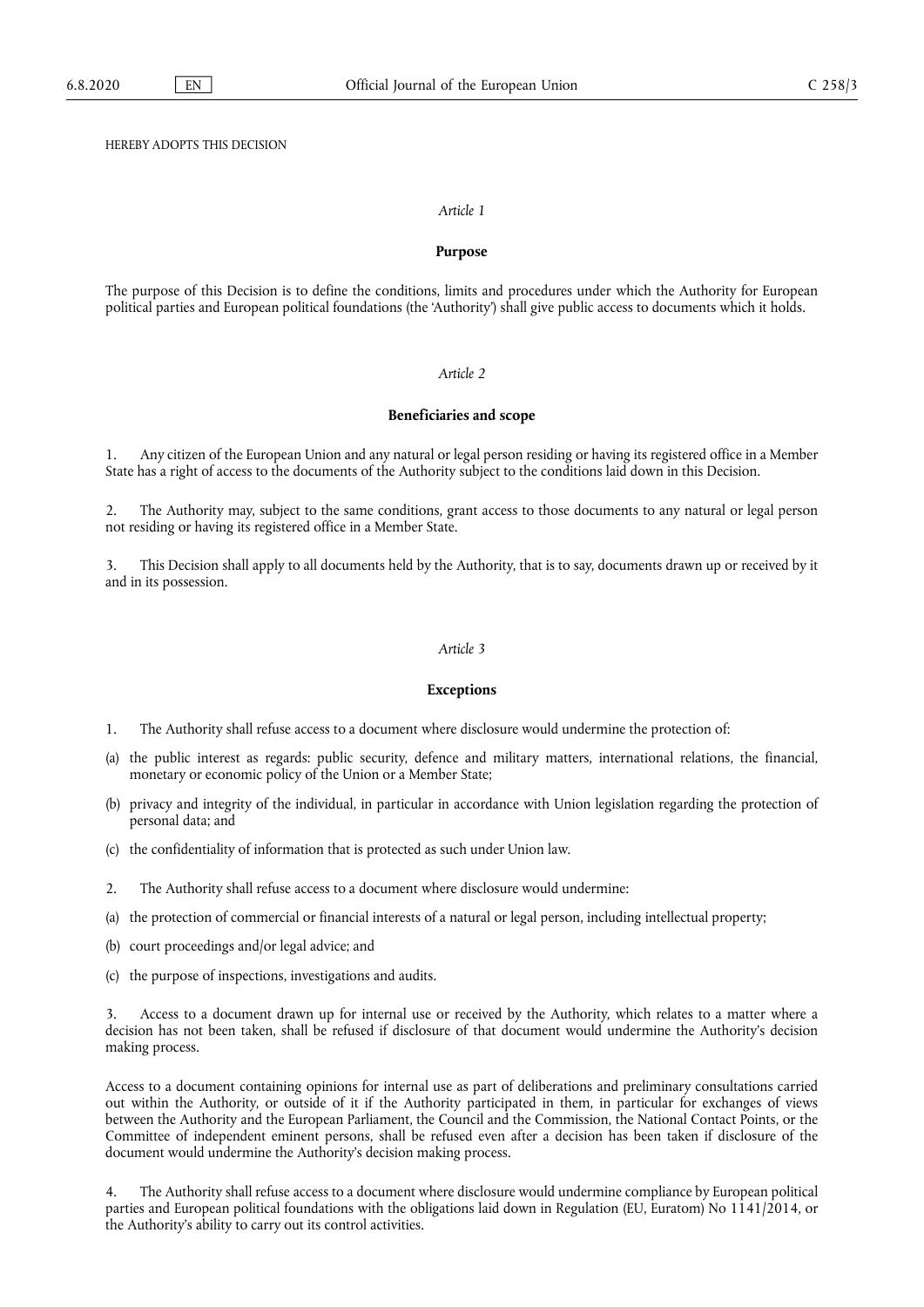HEREBY ADOPTS THIS DECISION

*Article 1*

**Purpose**

The purpose of this Decision is to define the conditions, limits and procedures under which the Authority for European political parties and European political foundations (the 'Authority') shall give public access to documents which it holds.

*Article 2*

**Beneficiaries and scope**

1. Any citizen of the European Union and any natural or legal person residing or having its registered office in a Member State has a right of access to the documents of the Authority subject to the conditions laid down in this Decision.

2. The Authority may, subject to the same conditions, grant access to those documents to any natural or legal person not residing or having its registered office in a Member State.

3. This Decision shall apply to all documents held by the Authority, that is to say, documents drawn up or received by it and in its possession.

*Article 3*

**Exceptions**

1. The Authority shall refuse access to a document where disclosure would undermine the protection of:

(a) the public interest as regards: public security, defence and military matters, international relations, the financial, monetary or economic policy of the Union or a Member State;

(b) privacy and integrity of the individual, in particular in accordance with Union legislation regarding the protection of personal data; and

(c) the confidentiality of information that is protected as such under Union law.

2. The Authority shall refuse access to a document where disclosure would undermine:

(a) the protection of commercial or financial interests of a natural or legal person, including intellectual property;

(b) court proceedings and/or legal advice; and

(c) the purpose of inspections, investigations and audits.

3. Access to a document drawn up for internal use or received by the Authority, which relates to a matter where a decision has not been taken, shall be refused if disclosure of that document would undermine the Authority's decision making process.

Access to a document containing opinions for internal use as part of deliberations and preliminary consultations carried out within the Authority, or outside of it if the Authority participated in them, in particular for exchanges of views between the Authority and the European Parliament, the Council and the Commission, the National Contact Points, or the Committee of independent eminent persons, shall be refused even after a decision has been taken if disclosure of the document would undermine the Authority's decision making process.

4. The Authority shall refuse access to a document where disclosure would undermine compliance by European political parties and European political foundations with the obligations laid down in Regulation (EU, Euratom) No 1141/2014, or the Authority's ability to carry out its control activities.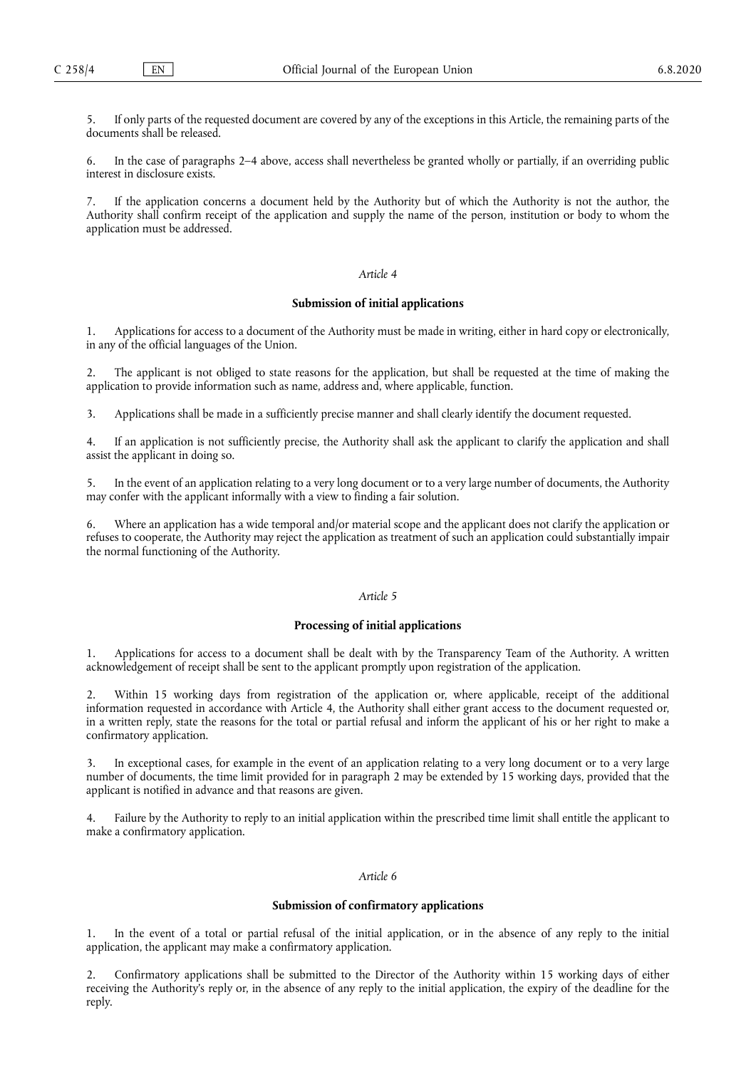5. If only parts of the requested document are covered by any of the exceptions in this Article, the remaining parts of the documents shall be released.

6. In the case of paragraphs 2–4 above, access shall nevertheless be granted wholly or partially, if an overriding public interest in disclosure exists.

7. If the application concerns a document held by the Authority but of which the Authority is not the author, the Authority shall confirm receipt of the application and supply the name of the person, institution or body to whom the application must be addressed.

*Article 4*

**Submission of initial applications**

1. Applications for access to a document of the Authority must be made in writing, either in hard copy or electronically, in any of the official languages of the Union.

2. The applicant is not obliged to state reasons for the application, but shall be requested at the time of making the application to provide information such as name, address and, where applicable, function.

3. Applications shall be made in a sufficiently precise manner and shall clearly identify the document requested.

4. If an application is not sufficiently precise, the Authority shall ask the applicant to clarify the application and shall assist the applicant in doing so.

5. In the event of an application relating to a very long document or to a very large number of documents, the Authority may confer with the applicant informally with a view to finding a fair solution.

6. Where an application has a wide temporal and/or material scope and the applicant does not clarify the application or refuses to cooperate, the Authority may reject the application as treatment of such an application could substantially impair the normal functioning of the Authority.

*Article 5*

**Processing of initial applications**

1. Applications for access to a document shall be dealt with by the Transparency Team of the Authority. A written acknowledgement of receipt shall be sent to the applicant promptly upon registration of the application.

2. Within 15 working days from registration of the application or, where applicable, receipt of the additional information requested in accordance with Article 4, the Authority shall either grant access to the document requested or, in a written reply, state the reasons for the total or partial refusal and inform the applicant of his or her right to make a confirmatory application.

3. In exceptional cases, for example in the event of an application relating to a very long document or to a very large number of documents, the time limit provided for in paragraph 2 may be extended by 15 working days, provided that the applicant is notified in advance and that reasons are given.

4. Failure by the Authority to reply to an initial application within the prescribed time limit shall entitle the applicant to make a confirmatory application.

*Article 6*

**Submission of confirmatory applications**

1. In the event of a total or partial refusal of the initial application, or in the absence of any reply to the initial application, the applicant may make a confirmatory application.

2. Confirmatory applications shall be submitted to the Director of the Authority within 15 working days of either receiving the Authority's reply or, in the absence of any reply to the initial application, the expiry of the deadline for the reply.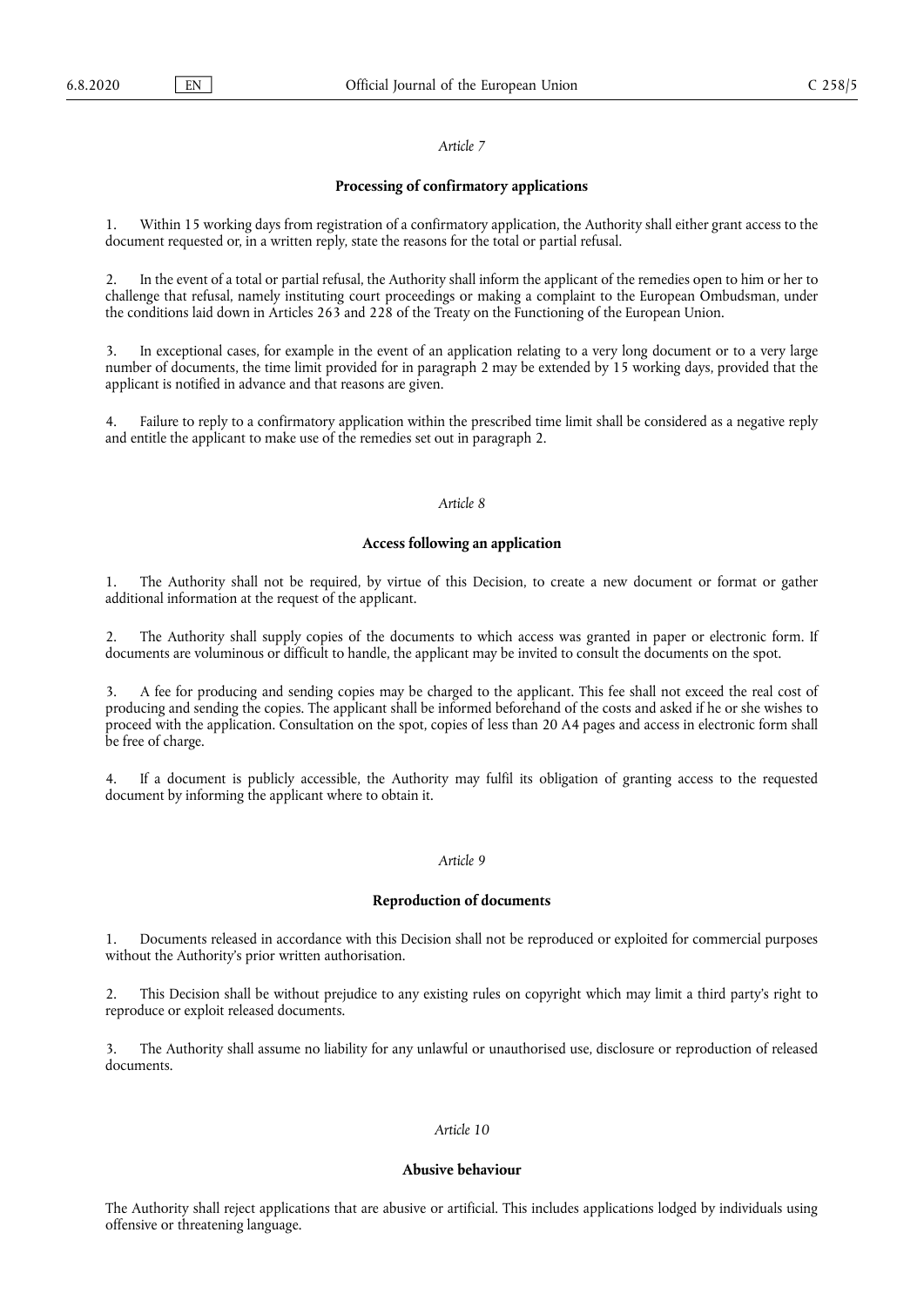*Article 7*

**Processing of confirmatory applications**

1. Within 15 working days from registration of a confirmatory application, the Authority shall either grant access to the document requested or, in a written reply, state the reasons for the total or partial refusal.

2. In the event of a total or partial refusal, the Authority shall inform the applicant of the remedies open to him or her to challenge that refusal, namely instituting court proceedings or making a complaint to the European Ombudsman, under the conditions laid down in Articles 263 and 228 of the Treaty on the Functioning of the European Union.

3. In exceptional cases, for example in the event of an application relating to a very long document or to a very large number of documents, the time limit provided for in paragraph 2 may be extended by 15 working days, provided that the applicant is notified in advance and that reasons are given.

4. Failure to reply to a confirmatory application within the prescribed time limit shall be considered as a negative reply and entitle the applicant to make use of the remedies set out in paragraph 2.

*Article 8*

**Access following an application**

1. The Authority shall not be required, by virtue of this Decision, to create a new document or format or gather additional information at the request of the applicant.

2. The Authority shall supply copies of the documents to which access was granted in paper or electronic form. If documents are voluminous or difficult to handle, the applicant may be invited to consult the documents on the spot.

3. A fee for producing and sending copies may be charged to the applicant. This fee shall not exceed the real cost of producing and sending the copies. The applicant shall be informed beforehand of the costs and asked if he or she wishes to proceed with the application. Consultation on the spot, copies of less than 20 A4 pages and access in electronic form shall be free of charge.

4. If a document is publicly accessible, the Authority may fulfil its obligation of granting access to the requested document by informing the applicant where to obtain it.

*Article 9*

**Reproduction of documents**

1. Documents released in accordance with this Decision shall not be reproduced or exploited for commercial purposes without the Authority's prior written authorisation.

2. This Decision shall be without prejudice to any existing rules on copyright which may limit a third party's right to reproduce or exploit released documents.

3. The Authority shall assume no liability for any unlawful or unauthorised use, disclosure or reproduction of released documents.

*Article 10*

**Abusive behaviour**

The Authority shall reject applications that are abusive or artificial. This includes applications lodged by individuals using offensive or threatening language.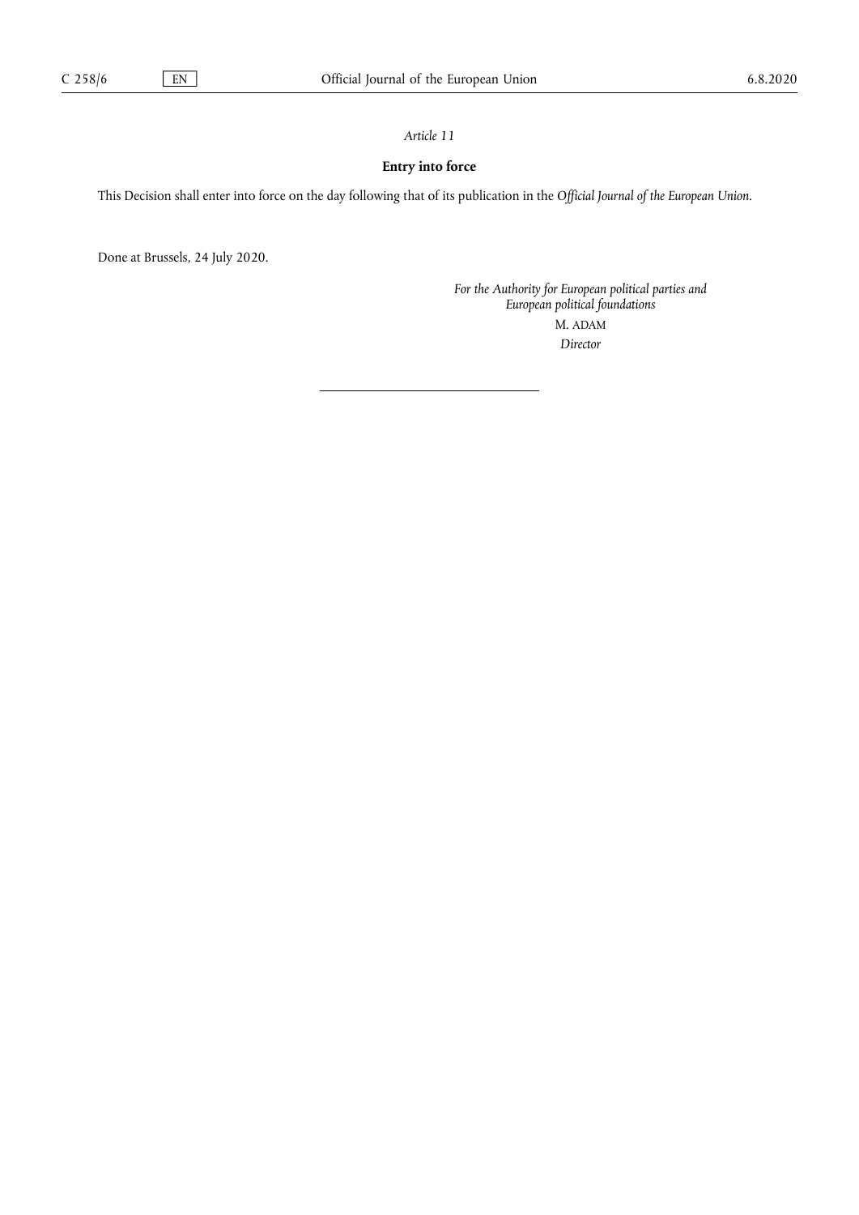*Article 11*

**Entry into force**

This Decision shall enter into force on the day following that of its publication in the *Official Journal of the European Union*.

Done at Brussels, 24 July 2020.

*For the Authority for European political parties and European political foundations*

M. ADAM

*Director*